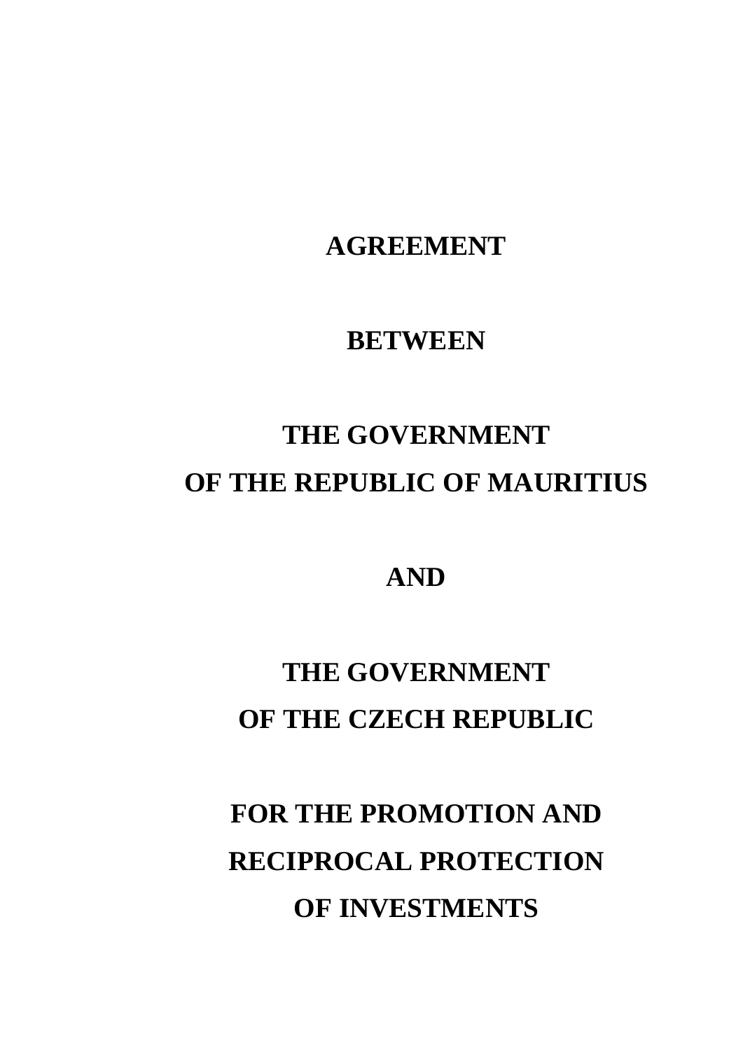# AGREEMENT

# BETWEEN

# THE GOVERNMENT OF THE REPUBLIC OF MAURITIUS

# AND

# THE GOVERNMENT OF THE CZECH REPUBLIC

# FOR THE PROMOTION AND RECIPROCAL PROTECTION OF INVESTMENTS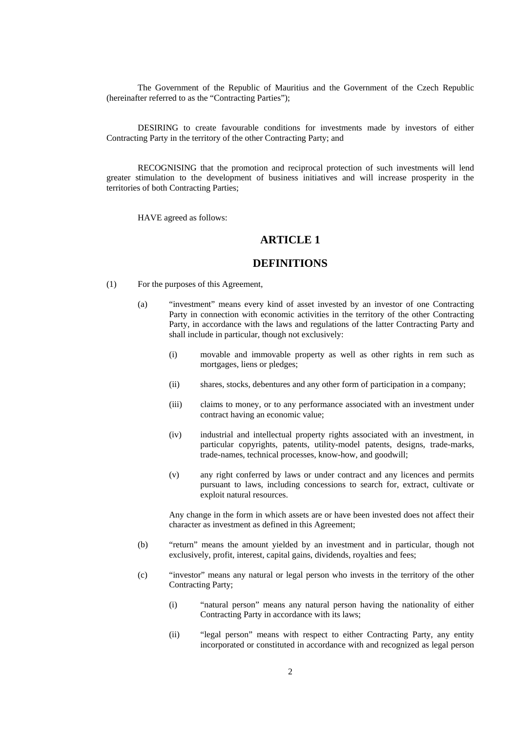The Government of the Republic of Mauritius and the Government of the Czech Republic (hereinafter referred to as the "Contracting Parties");

DESIRING to create favourable conditions for investments made by investors of either Contracting Party in the territory of the other Contracting Party; and

RECOGNISING that the promotion and reciprocal protection of such investments will lend greater stimulation to the development of business initiatives and will increase prosperity in the territories of both Contracting Parties;

HAVE agreed as follows:

## ARTICLE 1

## DEFINITIONS

(1) For the purposes of this Agreement,

(a) "investment" means every kind of asset invested by an investor of one Contracting Party in connection with economic activities in the territory of the other Contracting Party, in accordance with the laws and regulations of the latter Contracting Party and shall include in particular, though not exclusively:

(i) movable and immovable property as well as other rights in rem such as mortgages, liens or pledges;

(ii) shares, stocks, debentures and any other form of participation in a company;

(iii) claims to money, or to any performance associated with an investment under contract having an economic value;

(iv) industrial and intellectual property rights associated with an investment, in particular copyrights, patents, utility-model patents, designs, trade-marks, trade-names, technical processes, know-how, and goodwill;

(v) any right conferred by laws or under contract and any licences and permits pursuant to laws, including concessions to search for, extract, cultivate or exploit natural resources.

Any change in the form in which assets are or have been invested does not affect their character as investment as defined in this Agreement;

(b) "return" means the amount yielded by an investment and in particular, though not exclusively, profit, interest, capital gains, dividends, royalties and fees;

(c) "investor" means any natural or legal person who invests in the territory of the other Contracting Party;

(i) "natural person" means any natural person having the nationality of either Contracting Party in accordance with its laws;

(ii) "legal person" means with respect to either Contracting Party, any entity incorporated or constituted in accordance with and recognized as legal person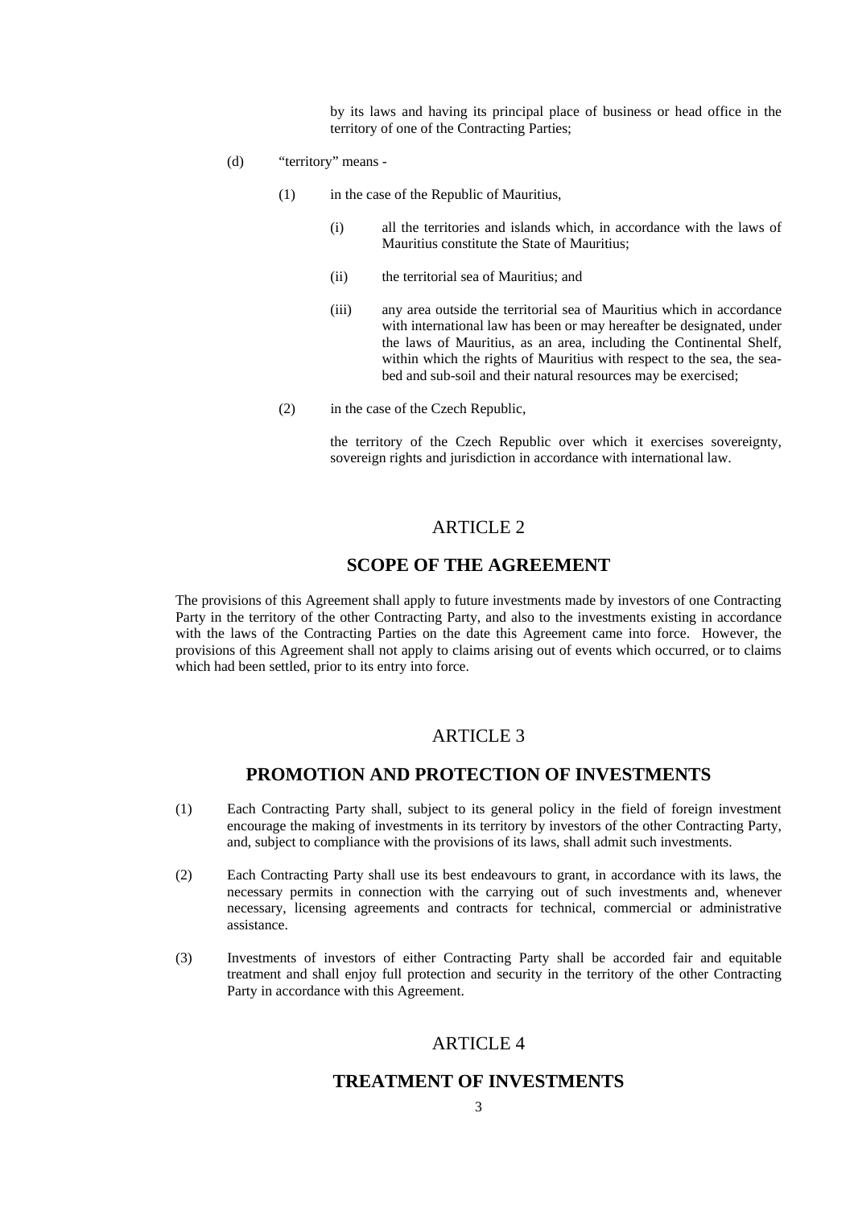by its laws and having its principal place of business or head office in the territory of one of the Contracting Parties;

(d) "territory" means -

(1) in the case of the Republic of Mauritius,

(i) all the territories and islands which, in accordance with the laws of Mauritius constitute the State of Mauritius;

(ii) the territorial sea of Mauritius; and

(iii) any area outside the territorial sea of Mauritius which in accordance with international law has been or may hereafter be designated, under the laws of Mauritius, as an area, including the Continental Shelf, within which the rights of Mauritius with respect to the sea, the sea-bed and sub-soil and their natural resources may be exercised;

(2) in the case of the Czech Republic,

the territory of the Czech Republic over which it exercises sovereignty, sovereign rights and jurisdiction in accordance with international law.

## ARTICLE 2

## SCOPE OF THE AGREEMENT

The provisions of this Agreement shall apply to future investments made by investors of one Contracting Party in the territory of the other Contracting Party, and also to the investments existing in accordance with the laws of the Contracting Parties on the date this Agreement came into force. However, the provisions of this Agreement shall not apply to claims arising out of events which occurred, or to claims which had been settled, prior to its entry into force.

## ARTICLE 3

## PROMOTION AND PROTECTION OF INVESTMENTS

(1) Each Contracting Party shall, subject to its general policy in the field of foreign investment encourage the making of investments in its territory by investors of the other Contracting Party, and, subject to compliance with the provisions of its laws, shall admit such investments.

(2) Each Contracting Party shall use its best endeavours to grant, in accordance with its laws, the necessary permits in connection with the carrying out of such investments and, whenever necessary, licensing agreements and contracts for technical, commercial or administrative assistance.

(3) Investments of investors of either Contracting Party shall be accorded fair and equitable treatment and shall enjoy full protection and security in the territory of the other Contracting Party in accordance with this Agreement.

## ARTICLE 4

## TREATMENT OF INVESTMENTS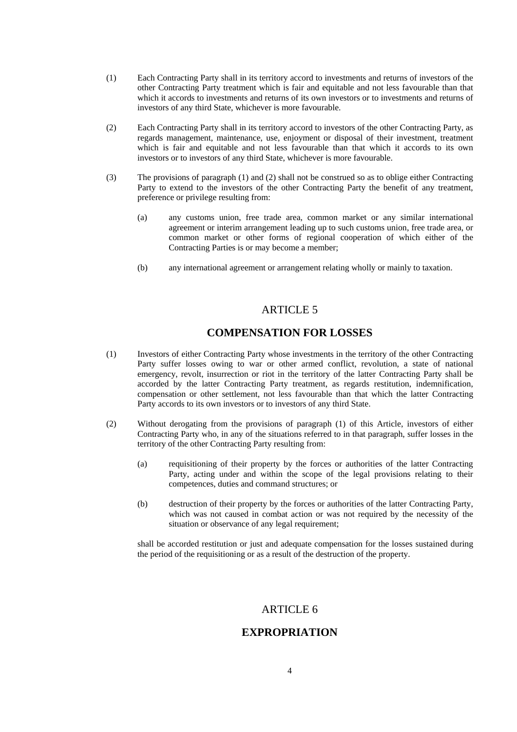(1) Each Contracting Party shall in its territory accord to investments and returns of investors of the other Contracting Party treatment which is fair and equitable and not less favourable than that which it accords to investments and returns of its own investors or to investments and returns of investors of any third State, whichever is more favourable.

(2) Each Contracting Party shall in its territory accord to investors of the other Contracting Party, as regards management, maintenance, use, enjoyment or disposal of their investment, treatment which is fair and equitable and not less favourable than that which it accords to its own investors or to investors of any third State, whichever is more favourable.

(3) The provisions of paragraph (1) and (2) shall not be construed so as to oblige either Contracting Party to extend to the investors of the other Contracting Party the benefit of any treatment, preference or privilege resulting from:

  (a) any customs union, free trade area, common market or any similar international agreement or interim arrangement leading up to such customs union, free trade area, or common market or other forms of regional cooperation of which either of the Contracting Parties is or may become a member;

  (b) any international agreement or arrangement relating wholly or mainly to taxation.

## ARTICLE 5

## COMPENSATION FOR LOSSES

(1) Investors of either Contracting Party whose investments in the territory of the other Contracting Party suffer losses owing to war or other armed conflict, revolution, a state of national emergency, revolt, insurrection or riot in the territory of the latter Contracting Party shall be accorded by the latter Contracting Party treatment, as regards restitution, indemnification, compensation or other settlement, not less favourable than that which the latter Contracting Party accords to its own investors or to investors of any third State.

(2) Without derogating from the provisions of paragraph (1) of this Article, investors of either Contracting Party who, in any of the situations referred to in that paragraph, suffer losses in the territory of the other Contracting Party resulting from:

  (a) requisitioning of their property by the forces or authorities of the latter Contracting Party, acting under and within the scope of the legal provisions relating to their competences, duties and command structures; or

  (b) destruction of their property by the forces or authorities of the latter Contracting Party, which was not caused in combat action or was not required by the necessity of the situation or observance of any legal requirement;

shall be accorded restitution or just and adequate compensation for the losses sustained during the period of the requisitioning or as a result of the destruction of the property.

## ARTICLE 6

## EXPROPRIATION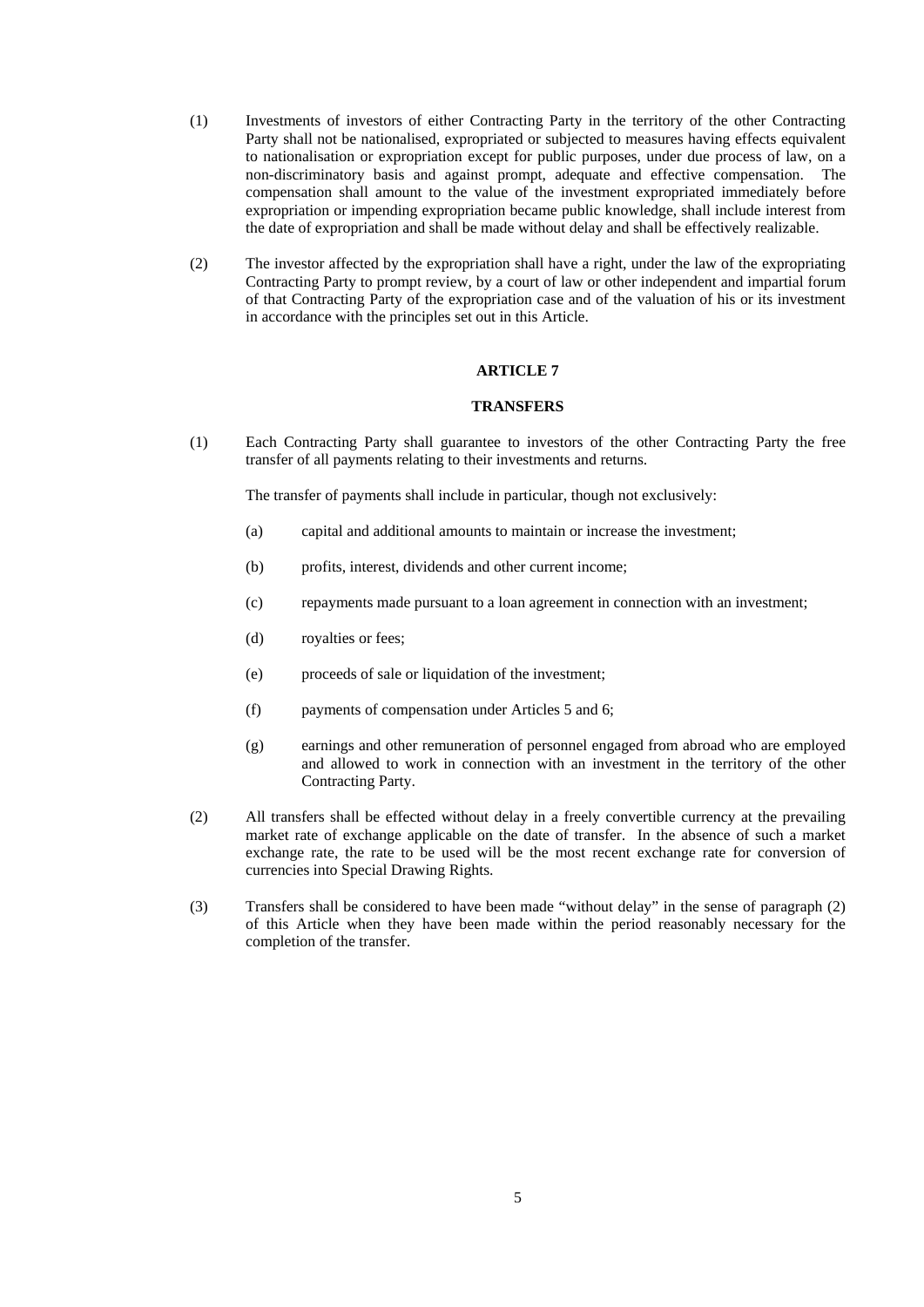(1) Investments of investors of either Contracting Party in the territory of the other Contracting Party shall not be nationalised, expropriated or subjected to measures having effects equivalent to nationalisation or expropriation except for public purposes, under due process of law, on a non-discriminatory basis and against prompt, adequate and effective compensation. The compensation shall amount to the value of the investment expropriated immediately before expropriation or impending expropriation became public knowledge, shall include interest from the date of expropriation and shall be made without delay and shall be effectively realizable.

(2) The investor affected by the expropriation shall have a right, under the law of the expropriating Contracting Party to prompt review, by a court of law or other independent and impartial forum of that Contracting Party of the expropriation case and of the valuation of his or its investment in accordance with the principles set out in this Article.

## ARTICLE 7

## TRANSFERS

(1) Each Contracting Party shall guarantee to investors of the other Contracting Party the free transfer of all payments relating to their investments and returns.

The transfer of payments shall include in particular, though not exclusively:

(a) capital and additional amounts to maintain or increase the investment;

(b) profits, interest, dividends and other current income;

(c) repayments made pursuant to a loan agreement in connection with an investment;

(d) royalties or fees;

(e) proceeds of sale or liquidation of the investment;

(f) payments of compensation under Articles 5 and 6;

(g) earnings and other remuneration of personnel engaged from abroad who are employed and allowed to work in connection with an investment in the territory of the other Contracting Party.

(2) All transfers shall be effected without delay in a freely convertible currency at the prevailing market rate of exchange applicable on the date of transfer. In the absence of such a market exchange rate, the rate to be used will be the most recent exchange rate for conversion of currencies into Special Drawing Rights.

(3) Transfers shall be considered to have been made "without delay" in the sense of paragraph (2) of this Article when they have been made within the period reasonably necessary for the completion of the transfer.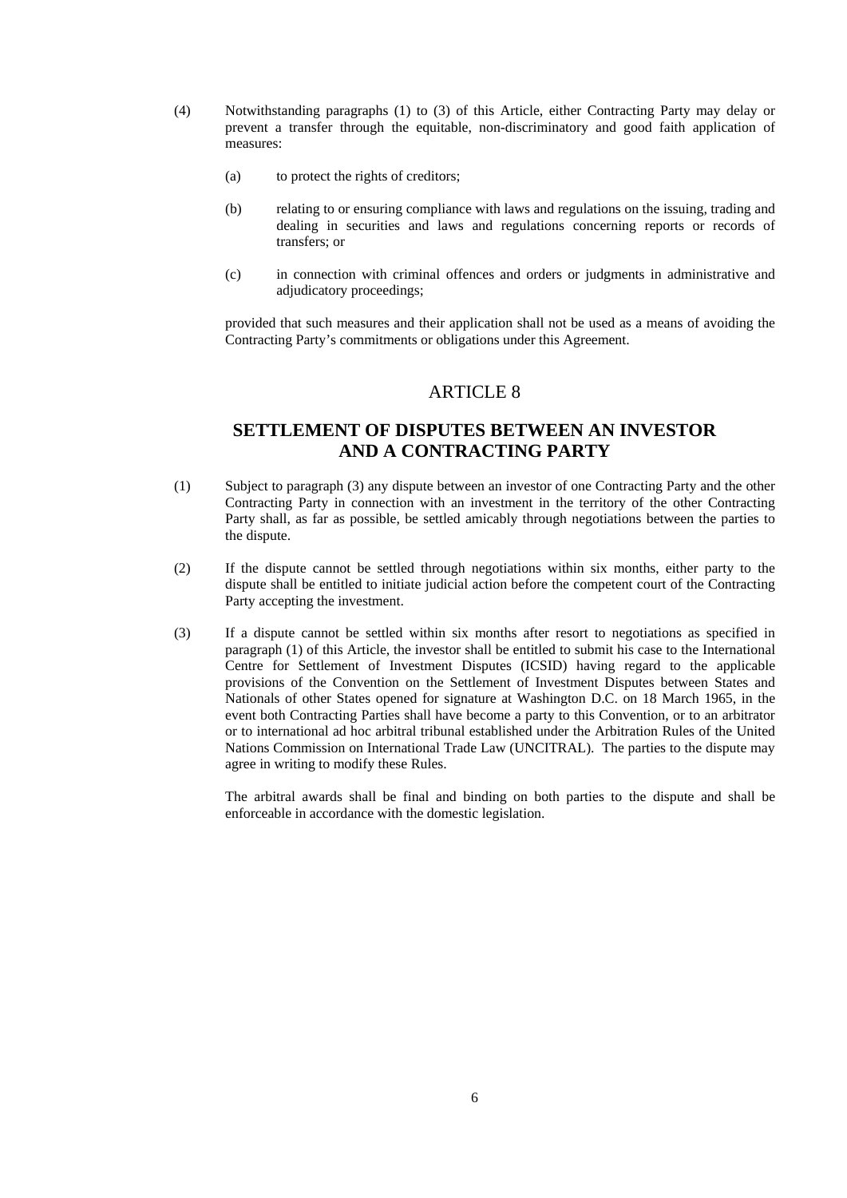(4) Notwithstanding paragraphs (1) to (3) of this Article, either Contracting Party may delay or prevent a transfer through the equitable, non-discriminatory and good faith application of measures:

(a) to protect the rights of creditors;

(b) relating to or ensuring compliance with laws and regulations on the issuing, trading and dealing in securities and laws and regulations concerning reports or records of transfers; or

(c) in connection with criminal offences and orders or judgments in administrative and adjudicatory proceedings;

provided that such measures and their application shall not be used as a means of avoiding the Contracting Party's commitments or obligations under this Agreement.

## ARTICLE 8

## SETTLEMENT OF DISPUTES BETWEEN AN INVESTOR AND A CONTRACTING PARTY

(1) Subject to paragraph (3) any dispute between an investor of one Contracting Party and the other Contracting Party in connection with an investment in the territory of the other Contracting Party shall, as far as possible, be settled amicably through negotiations between the parties to the dispute.

(2) If the dispute cannot be settled through negotiations within six months, either party to the dispute shall be entitled to initiate judicial action before the competent court of the Contracting Party accepting the investment.

(3) If a dispute cannot be settled within six months after resort to negotiations as specified in paragraph (1) of this Article, the investor shall be entitled to submit his case to the International Centre for Settlement of Investment Disputes (ICSID) having regard to the applicable provisions of the Convention on the Settlement of Investment Disputes between States and Nationals of other States opened for signature at Washington D.C. on 18 March 1965, in the event both Contracting Parties shall have become a party to this Convention, or to an arbitrator or to international ad hoc arbitral tribunal established under the Arbitration Rules of the United Nations Commission on International Trade Law (UNCITRAL). The parties to the dispute may agree in writing to modify these Rules.

The arbitral awards shall be final and binding on both parties to the dispute and shall be enforceable in accordance with the domestic legislation.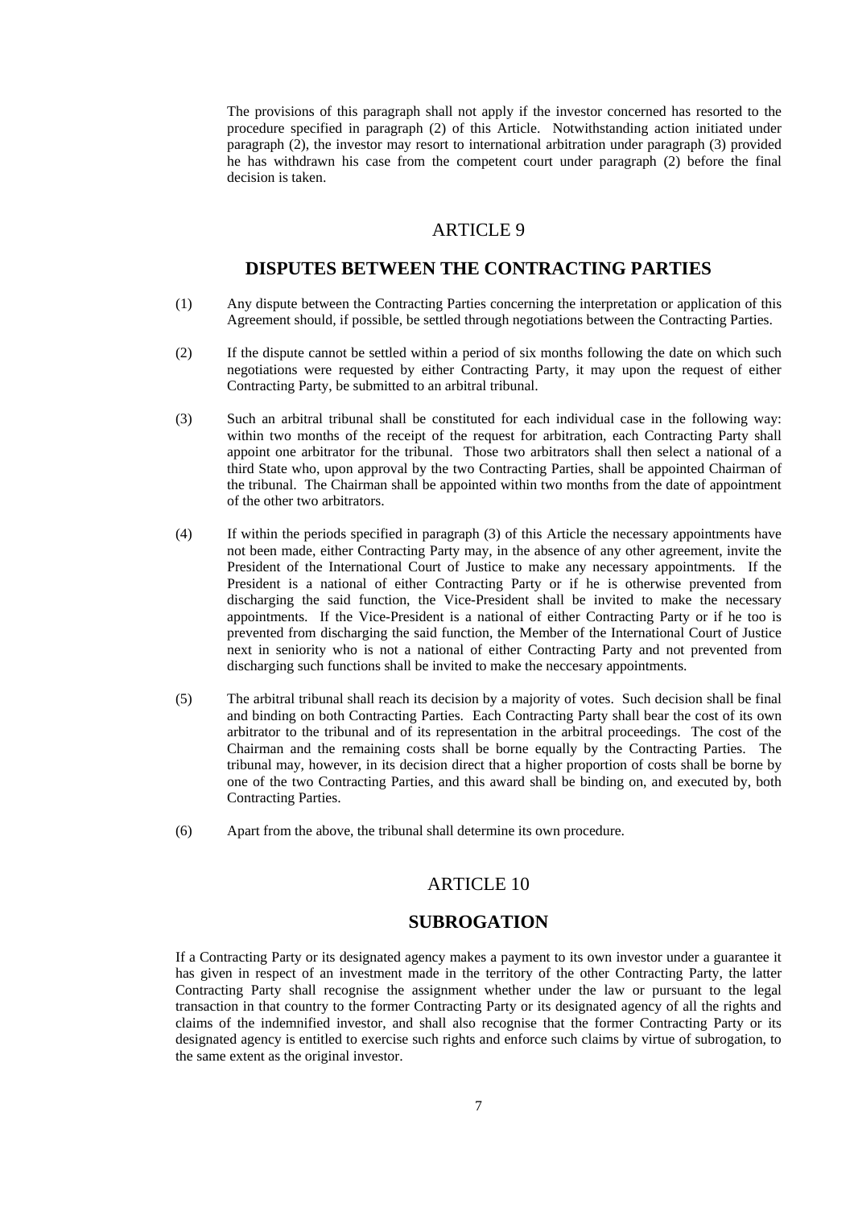The provisions of this paragraph shall not apply if the investor concerned has resorted to the procedure specified in paragraph (2) of this Article. Notwithstanding action initiated under paragraph (2), the investor may resort to international arbitration under paragraph (3) provided he has withdrawn his case from the competent court under paragraph (2) before the final decision is taken.

## ARTICLE 9

## DISPUTES BETWEEN THE CONTRACTING PARTIES

(1) Any dispute between the Contracting Parties concerning the interpretation or application of this Agreement should, if possible, be settled through negotiations between the Contracting Parties.

(2) If the dispute cannot be settled within a period of six months following the date on which such negotiations were requested by either Contracting Party, it may upon the request of either Contracting Party, be submitted to an arbitral tribunal.

(3) Such an arbitral tribunal shall be constituted for each individual case in the following way: within two months of the receipt of the request for arbitration, each Contracting Party shall appoint one arbitrator for the tribunal. Those two arbitrators shall then select a national of a third State who, upon approval by the two Contracting Parties, shall be appointed Chairman of the tribunal. The Chairman shall be appointed within two months from the date of appointment of the other two arbitrators.

(4) If within the periods specified in paragraph (3) of this Article the necessary appointments have not been made, either Contracting Party may, in the absence of any other agreement, invite the President of the International Court of Justice to make any necessary appointments. If the President is a national of either Contracting Party or if he is otherwise prevented from discharging the said function, the Vice-President shall be invited to make the necessary appointments. If the Vice-President is a national of either Contracting Party or if he too is prevented from discharging the said function, the Member of the International Court of Justice next in seniority who is not a national of either Contracting Party and not prevented from discharging such functions shall be invited to make the neccesary appointments.

(5) The arbitral tribunal shall reach its decision by a majority of votes. Such decision shall be final and binding on both Contracting Parties. Each Contracting Party shall bear the cost of its own arbitrator to the tribunal and of its representation in the arbitral proceedings. The cost of the Chairman and the remaining costs shall be borne equally by the Contracting Parties. The tribunal may, however, in its decision direct that a higher proportion of costs shall be borne by one of the two Contracting Parties, and this award shall be binding on, and executed by, both Contracting Parties.

(6) Apart from the above, the tribunal shall determine its own procedure.

## ARTICLE 10

## SUBROGATION

If a Contracting Party or its designated agency makes a payment to its own investor under a guarantee it has given in respect of an investment made in the territory of the other Contracting Party, the latter Contracting Party shall recognise the assignment whether under the law or pursuant to the legal transaction in that country to the former Contracting Party or its designated agency of all the rights and claims of the indemnified investor, and shall also recognise that the former Contracting Party or its designated agency is entitled to exercise such rights and enforce such claims by virtue of subrogation, to the same extent as the original investor.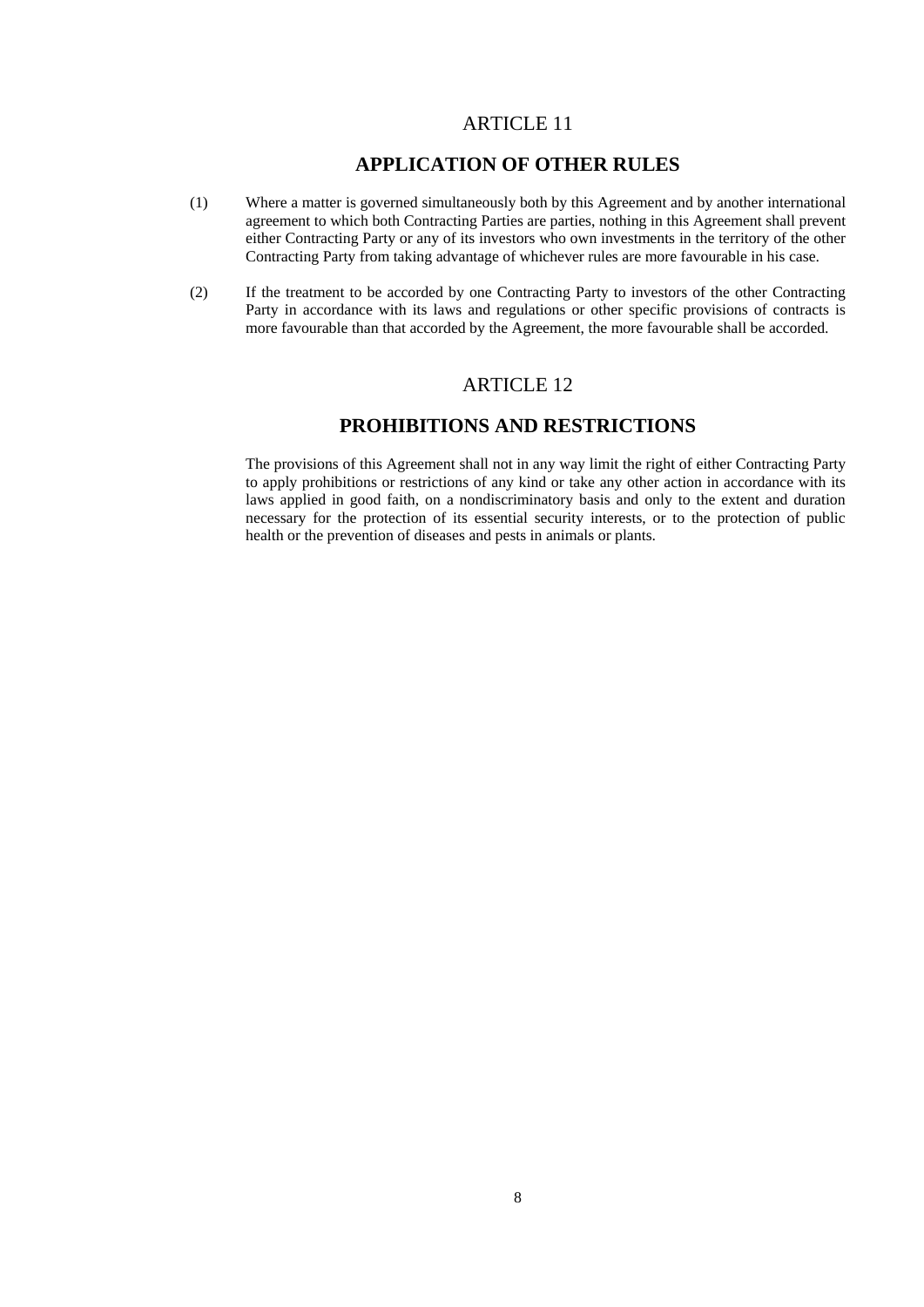## ARTICLE 11

## APPLICATION OF OTHER RULES

(1) Where a matter is governed simultaneously both by this Agreement and by another international agreement to which both Contracting Parties are parties, nothing in this Agreement shall prevent either Contracting Party or any of its investors who own investments in the territory of the other Contracting Party from taking advantage of whichever rules are more favourable in his case.

(2) If the treatment to be accorded by one Contracting Party to investors of the other Contracting Party in accordance with its laws and regulations or other specific provisions of contracts is more favourable than that accorded by the Agreement, the more favourable shall be accorded.

## ARTICLE 12

## PROHIBITIONS AND RESTRICTIONS

The provisions of this Agreement shall not in any way limit the right of either Contracting Party to apply prohibitions or restrictions of any kind or take any other action in accordance with its laws applied in good faith, on a nondiscriminatory basis and only to the extent and duration necessary for the protection of its essential security interests, or to the protection of public health or the prevention of diseases and pests in animals or plants.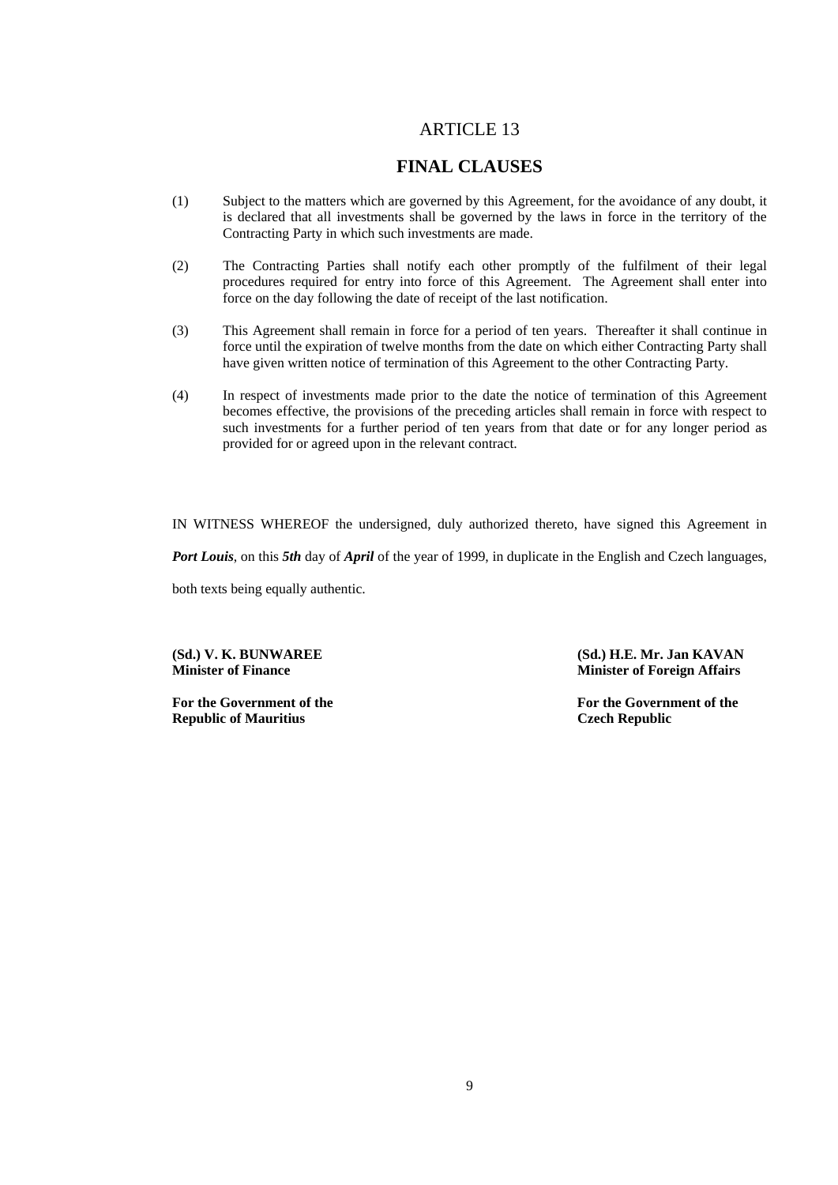# ARTICLE 13

## FINAL CLAUSES

(1) Subject to the matters which are governed by this Agreement, for the avoidance of any doubt, it is declared that all investments shall be governed by the laws in force in the territory of the Contracting Party in which such investments are made.

(2) The Contracting Parties shall notify each other promptly of the fulfilment of their legal procedures required for entry into force of this Agreement. The Agreement shall enter into force on the day following the date of receipt of the last notification.

(3) This Agreement shall remain in force for a period of ten years. Thereafter it shall continue in force until the expiration of twelve months from the date on which either Contracting Party shall have given written notice of termination of this Agreement to the other Contracting Party.

(4) In respect of investments made prior to the date the notice of termination of this Agreement becomes effective, the provisions of the preceding articles shall remain in force with respect to such investments for a further period of ten years from that date or for any longer period as provided for or agreed upon in the relevant contract.

IN WITNESS WHEREOF the undersigned, duly authorized thereto, have signed this Agreement in ***Port Louis***, on this ***5th*** day of ***April*** of the year of 1999, in duplicate in the English and Czech languages, both texts being equally authentic.

**(Sd.) V. K. BUNWAREE**
**Minister of Finance**

**For the Government of the**
**Republic of Mauritius**

**(Sd.) H.E. Mr. Jan KAVAN**
**Minister of Foreign Affairs**

**For the Government of the**
**Czech Republic**